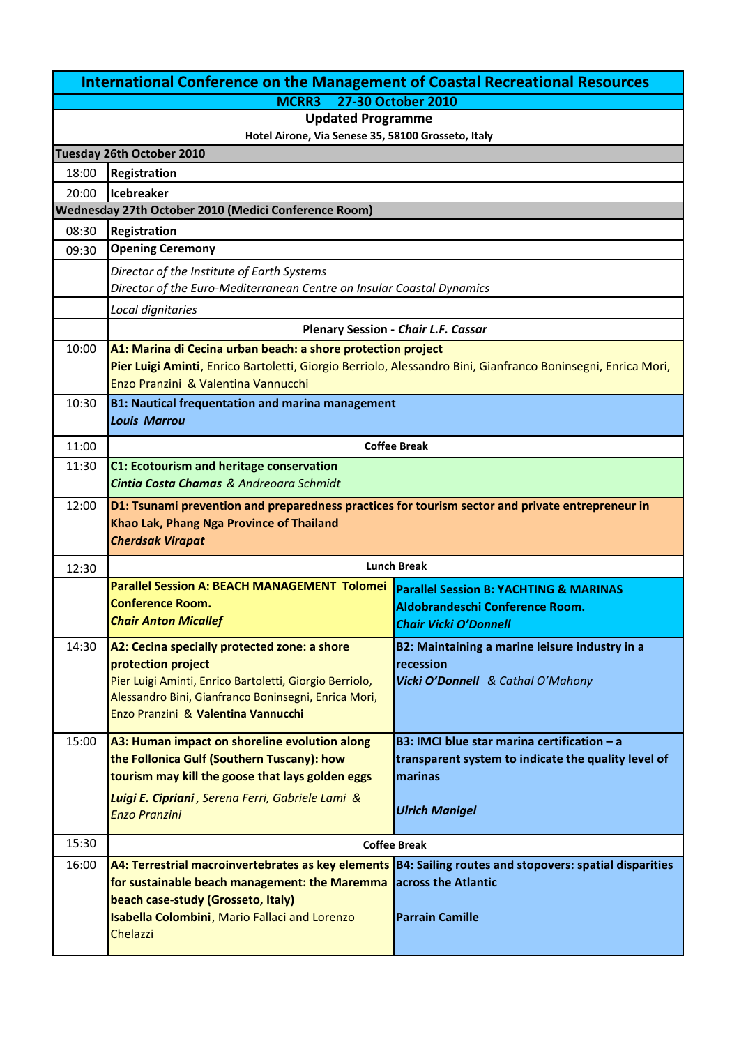# International Conference on the Management of Coastal Recreational Resources

**MCRR3 27-30 October 2010**

**Updated Programme**

**Hotel Airone, Via Senese 35, 58100 Grosseto, Italy**

| Time | Programme | |
|---|---|---|
| **Tuesday 26th October 2010** | | |
| 18:00 | **Registration** | |
| 20:00 | **Icebreaker** | |
| **Wednesday 27th October 2010 (Medici Conference Room)** | | |
| 08:30 | **Registration** | |
| 09:30 | **Opening Ceremony** | |
| | *Director of the Institute of Earth Systems* | |
| | *Director of the Euro-Mediterranean Centre on Insular Coastal Dynamics* | |
| | *Local dignitaries* | |
| | **Plenary Session - *Chair L.F. Cassar*** | |
| 10:00 | **A1: Marina di Cecina urban beach: a shore protection project**<br>**Pier Luigi Aminti**, Enrico Bartoletti, Giorgio Berriolo, Alessandro Bini, Gianfranco Boninsegni, Enrica Mori, Enzo Pranzini & Valentina Vannucchi | |
| 10:30 | **B1: Nautical frequentation and marina management**<br>***Louis Marrou*** | |
| 11:00 | **Coffee Break** | |
| 11:30 | **C1: Ecotourism and heritage conservation**<br>***Cintia Costa Chamas*** *& Andreoara Schmidt* | |
| 12:00 | **D1: Tsunami prevention and preparedness practices for tourism sector and private entrepreneur in Khao Lak, Phang Nga Province of Thailand**<br>***Cherdsak Virapat*** | |
| 12:30 | **Lunch Break** | |
| | **Parallel Session A: BEACH MANAGEMENT Tolomei Conference Room.**<br>***Chair Anton Micallef*** | **Parallel Session B: YACHTING & MARINAS Aldobrandeschi Conference Room.**<br>***Chair Vicki O'Donnell*** |
| 14:30 | **A2: Cecina specially protected zone: a shore protection project**<br>Pier Luigi Aminti, Enrico Bartoletti, Giorgio Berriolo, Alessandro Bini, Gianfranco Boninsegni, Enrica Mori, Enzo Pranzini & **Valentina Vannucchi** | **B2: Maintaining a marine leisure industry in a recession**<br>***Vicki O'Donnell*** *& Cathal O'Mahony* |
| 15:00 | **A3: Human impact on shoreline evolution along the Follonica Gulf (Southern Tuscany): how tourism may kill the goose that lays golden eggs**<br>***Luigi E. Cipriani****, Serena Ferri, Gabriele Lami & Enzo Pranzini* | **B3: IMCI blue star marina certification – a transparent system to indicate the quality level of marinas**<br>***Ulrich Manigel*** |
| 15:30 | **Coffee Break** | |
| 16:00 | **A4: Terrestrial macroinvertebrates as key elements for sustainable beach management: the Maremma beach case-study (Grosseto, Italy)**<br>**Isabella Colombini**, Mario Fallaci and Lorenzo Chelazzi | **B4: Sailing routes and stopovers: spatial disparities across the Atlantic**<br>**Parrain Camille** |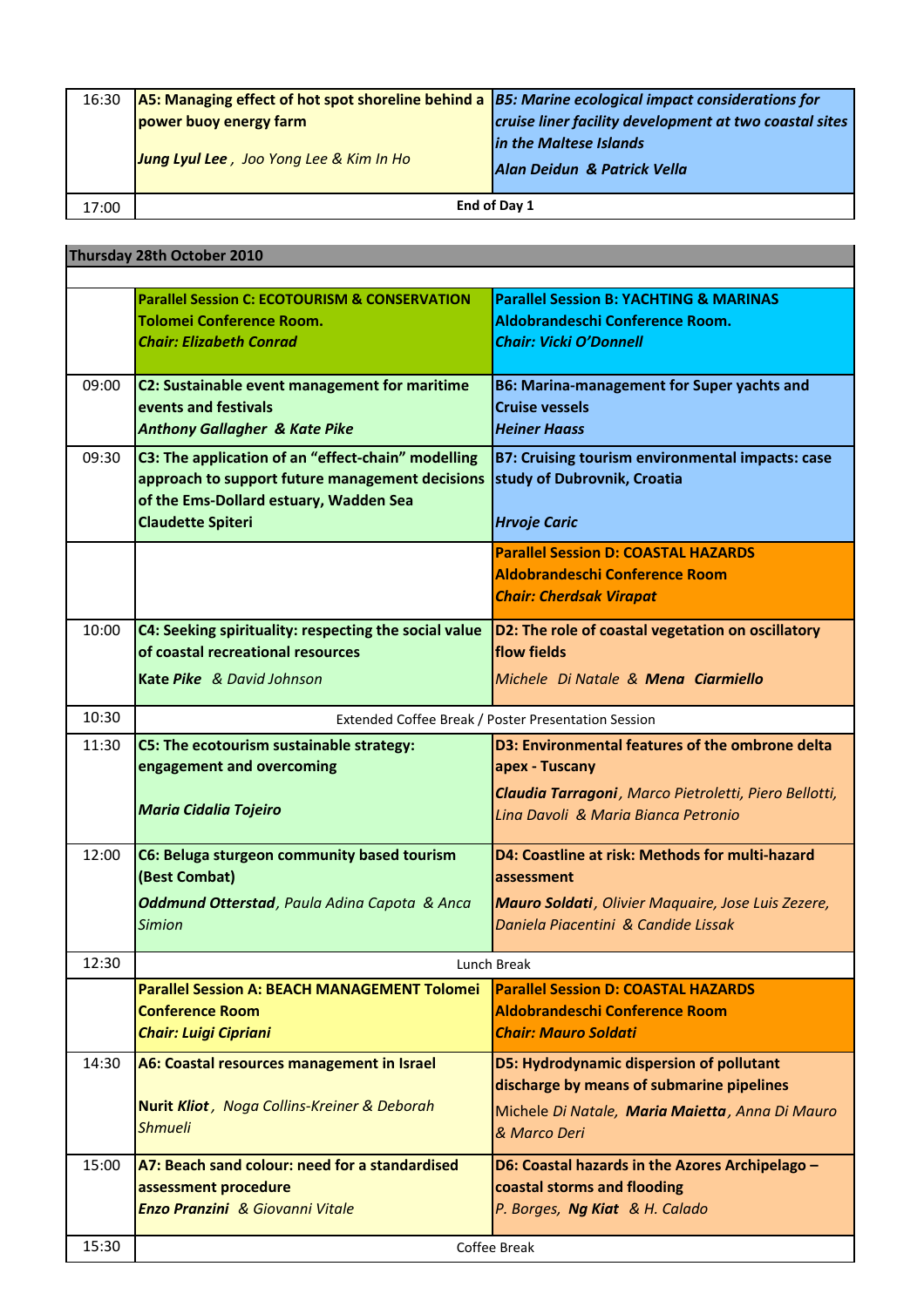| | | |
|---|---|---|
| 16:30 | **A5: Managing effect of hot spot shoreline behind a power buoy energy farm**<br>***Jung Lyul Lee***, *Joo Yong Lee & Kim In Ho* | ***B5: Marine ecological impact considerations for cruise liner facility development at two coastal sites in the Maltese Islands***<br>***Alan Deidun & Patrick Vella*** |
| 17:00 | **End of Day 1** | |

| **Thursday 28th October 2010** | | |
|---|---|---|
| | | |
| | **Parallel Session C: ECOTOURISM & CONSERVATION Tolomei Conference Room.**<br>***Chair: Elizabeth Conrad*** | **Parallel Session B: YACHTING & MARINAS Aldobrandeschi Conference Room.**<br>***Chair: Vicki O'Donnell*** |
| 09:00 | **C2: Sustainable event management for maritime events and festivals**<br>***Anthony Gallagher & Kate Pike*** | **B6: Marina-management for Super yachts and Cruise vessels**<br>***Heiner Haass*** |
| 09:30 | **C3: The application of an "effect-chain" modelling approach to support future management decisions of the Ems-Dollard estuary, Wadden Sea**<br>**Claudette Spiteri** | **B7: Cruising tourism environmental impacts: case study of Dubrovnik, Croatia**<br>***Hrvoje Caric*** |
| | | **Parallel Session D: COASTAL HAZARDS Aldobrandeschi Conference Room**<br>***Chair: Cherdsak Virapat*** |
| 10:00 | **C4: Seeking spirituality: respecting the social value of coastal recreational resources**<br>**Kate *Pike*** *& David Johnson* | **D2: The role of coastal vegetation on oscillatory flow fields**<br>*Michele Di Natale &* ***Mena Ciarmiello*** |
| 10:30 | Extended Coffee Break / Poster Presentation Session | |
| 11:30 | **C5: The ecotourism sustainable strategy: engagement and overcoming**<br>***Maria Cidalia Tojeiro*** | **D3: Environmental features of the ombrone delta apex - Tuscany**<br>***Claudia Tarragoni****, Marco Pietroletti, Piero Bellotti, Lina Davoli & Maria Bianca Petronio* |
| 12:00 | **C6: Beluga sturgeon community based tourism (Best Combat)**<br>***Oddmund Otterstad****, Paula Adina Capota & Anca Simion* | **D4: Coastline at risk: Methods for multi-hazard assessment**<br>***Mauro Soldati****, Olivier Maquaire, Jose Luis Zezere, Daniela Piacentini & Candide Lissak* |
| 12:30 | Lunch Break | |
| | **Parallel Session A: BEACH MANAGEMENT Tolomei Conference Room**<br>***Chair: Luigi Cipriani*** | **Parallel Session D: COASTAL HAZARDS Aldobrandeschi Conference Room**<br>***Chair: Mauro Soldati*** |
| 14:30 | **A6: Coastal resources management in Israel**<br>**Nurit *Kliot****, Noga Collins-Kreiner & Deborah Shmueli* | **D5: Hydrodynamic dispersion of pollutant discharge by means of submarine pipelines**<br>Michele *Di Natale,* ***Maria Maietta****, Anna Di Mauro & Marco Deri* |
| 15:00 | **A7: Beach sand colour: need for a standardised assessment procedure**<br>***Enzo Pranzini*** *& Giovanni Vitale* | **D6: Coastal hazards in the Azores Archipelago – coastal storms and flooding**<br>*P. Borges,* ***Ng Kiat*** *& H. Calado* |
| 15:30 | Coffee Break | |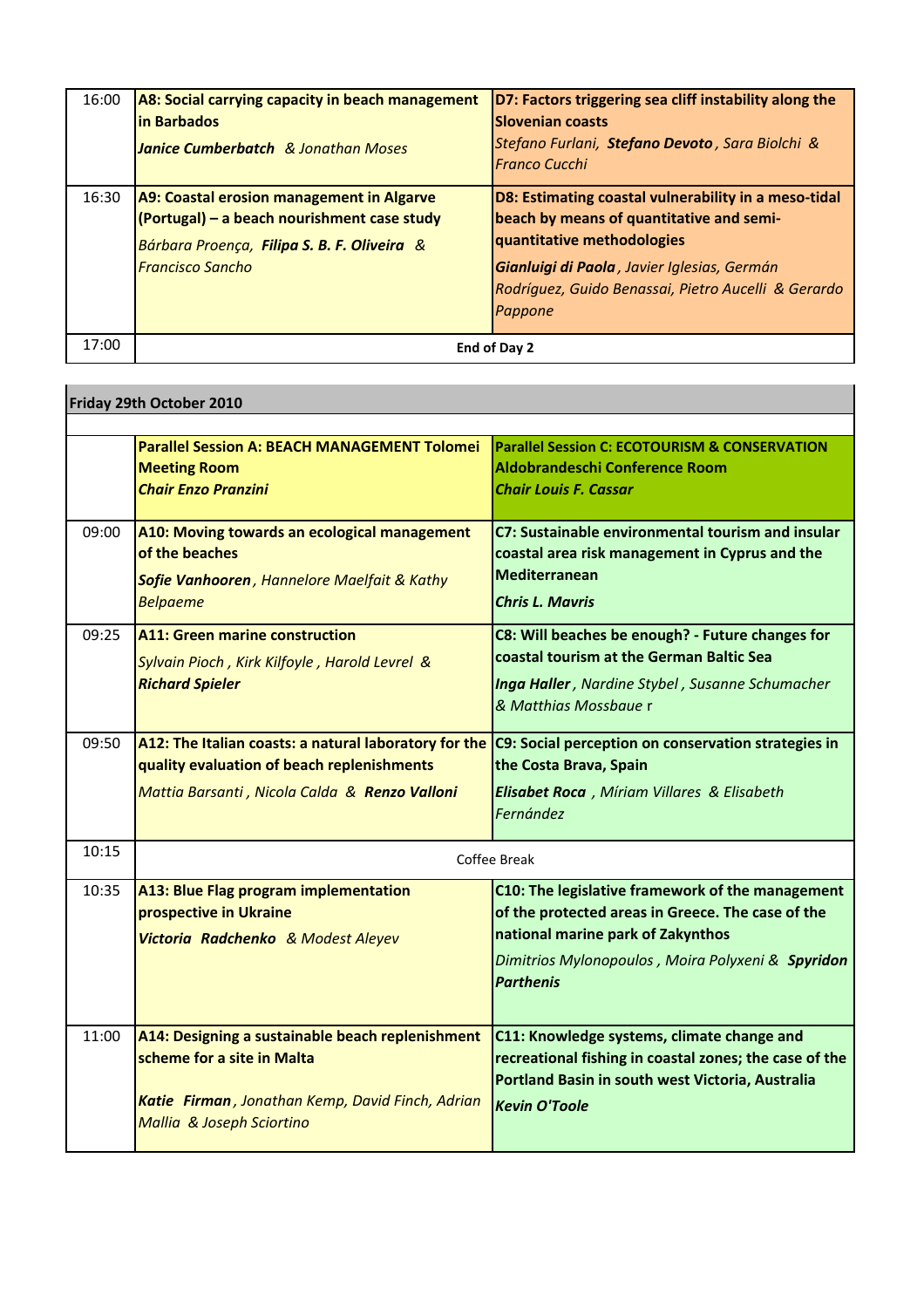| | | |
|---|---|---|
| 16:00 | **A8: Social carrying capacity in beach management in Barbados**<br>***Janice Cumberbatch*** *& Jonathan Moses* | **D7: Factors triggering sea cliff instability along the Slovenian coasts**<br>*Stefano Furlani,* ***Stefano Devoto****, Sara Biolchi & Franco Cucchi* |
| 16:30 | **A9: Coastal erosion management in Algarve (Portugal) – a beach nourishment case study**<br>*Bárbara Proença,* ***Filipa S. B. F. Oliveira*** *& Francisco Sancho* | **D8: Estimating coastal vulnerability in a meso-tidal beach by means of quantitative and semi-quantitative methodologies**<br>***Gianluigi di Paola****, Javier Iglesias, Germán Rodríguez, Guido Benassai, Pietro Aucelli & Gerardo Pappone* |
| 17:00 | **End of Day 2** | |

| | | |
|---|---|---|
| **Friday 29th October 2010** | | |
| | **Parallel Session A: BEACH MANAGEMENT Tolomei Meeting Room**<br>***Chair Enzo Pranzini*** | **Parallel Session C: ECOTOURISM & CONSERVATION Aldobrandeschi Conference Room**<br>***Chair Louis F. Cassar*** |
| 09:00 | **A10: Moving towards an ecological management of the beaches**<br>***Sofie Vanhooren****, Hannelore Maelfait & Kathy Belpaeme* | **C7: Sustainable environmental tourism and insular coastal area risk management in Cyprus and the Mediterranean**<br>***Chris L. Mavris*** |
| 09:25 | **A11: Green marine construction**<br>*Sylvain Pioch , Kirk Kilfoyle , Harold Levrel &* ***Richard Spieler*** | **C8: Will beaches be enough? - Future changes for coastal tourism at the German Baltic Sea**<br>***Inga Haller****, Nardine Stybel , Susanne Schumacher & Matthias Mossbaue r* |
| 09:50 | **A12: The Italian coasts: a natural laboratory for the quality evaluation of beach replenishments**<br>*Mattia Barsanti , Nicola Calda &* ***Renzo Valloni*** | **C9: Social perception on conservation strategies in the Costa Brava, Spain**<br>***Elisabet Roca*** *, Míriam Villares & Elisabeth Fernández* |
| 10:15 | Coffee Break | |
| 10:35 | **A13: Blue Flag program implementation prospective in Ukraine**<br>***Victoria Radchenko*** *& Modest Aleyev* | **C10: The legislative framework of the management of the protected areas in Greece. The case of the national marine park of Zakynthos**<br>*Dimitrios Mylonopoulos , Moira Polyxeni &* ***Spyridon Parthenis*** |
| 11:00 | **A14: Designing a sustainable beach replenishment scheme for a site in Malta**<br>***Katie Firman****, Jonathan Kemp, David Finch, Adrian Mallia & Joseph Sciortino* | **C11: Knowledge systems, climate change and recreational fishing in coastal zones; the case of the Portland Basin in south west Victoria, Australia**<br>***Kevin O'Toole*** |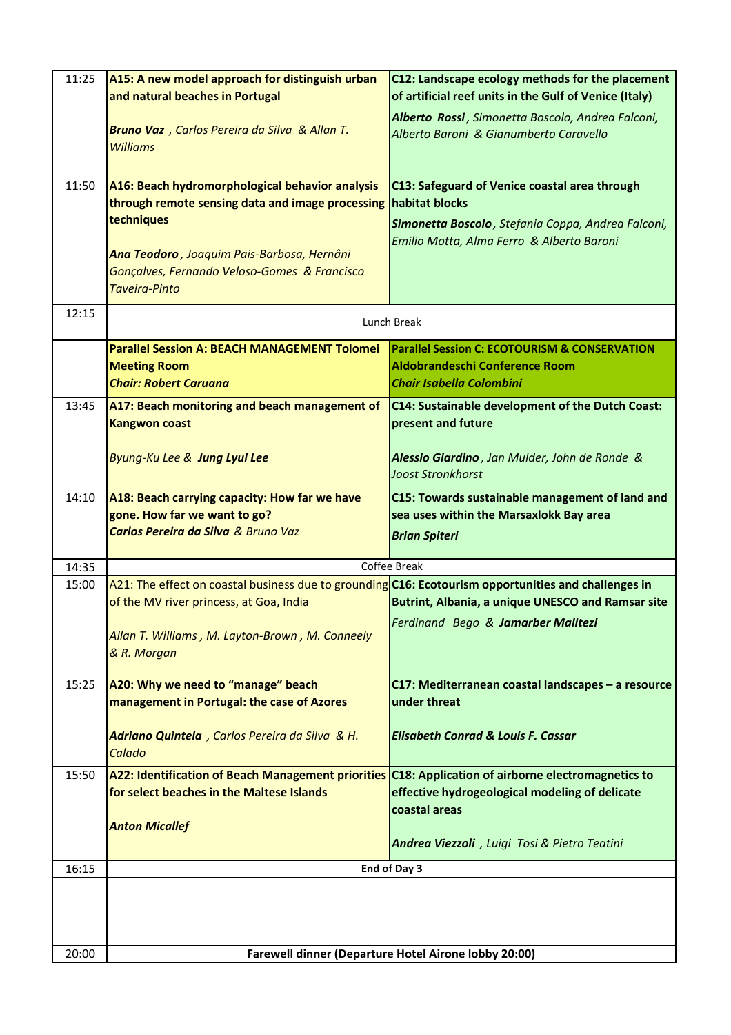| | | |
|---|---|---|
| 11:25 | **A15: A new model approach for distinguish urban and natural beaches in Portugal**<br><br>***Bruno Vaz*** *, Carlos Pereira da Silva & Allan T. Williams* | **C12: Landscape ecology methods for the placement of artificial reef units in the Gulf of Venice (Italy)**<br><br>***Alberto Rossi*** *, Simonetta Boscolo, Andrea Falconi, Alberto Baroni & Gianumberto Caravello* |
| 11:50 | **A16: Beach hydromorphological behavior analysis through remote sensing data and image processing techniques**<br><br>***Ana Teodoro*** *, Joaquim Pais-Barbosa, Hernâni Gonçalves, Fernando Veloso-Gomes & Francisco Taveira-Pinto* | **C13: Safeguard of Venice coastal area through habitat blocks**<br><br>***Simonetta Boscolo*** *, Stefania Coppa, Andrea Falconi, Emilio Motta, Alma Ferro & Alberto Baroni* |
| 12:15 | Lunch Break | |
| | **Parallel Session A: BEACH MANAGEMENT Tolomei Meeting Room**<br>***Chair: Robert Caruana*** | **Parallel Session C: ECOTOURISM & CONSERVATION Aldobrandeschi Conference Room**<br>***Chair Isabella Colombini*** |
| 13:45 | **A17: Beach monitoring and beach management of Kangwon coast**<br><br>*Byung-Ku Lee &* ***Jung Lyul Lee*** | **C14: Sustainable development of the Dutch Coast: present and future**<br><br>***Alessio Giardino*** *, Jan Mulder, John de Ronde & Joost Stronkhorst* |
| 14:10 | **A18: Beach carrying capacity: How far we have gone. How far we want to go?**<br>***Carlos Pereira da Silva*** *& Bruno Vaz* | **C15: Towards sustainable management of land and sea uses within the Marsaxlokk Bay area**<br><br>***Brian Spiteri*** |
| 14:35 | Coffee Break | |
| 15:00 | A21: The effect on coastal business due to grounding of the MV river princess, at Goa, India<br><br>*Allan T. Williams , M. Layton-Brown , M. Conneely & R. Morgan* | **C16: Ecotourism opportunities and challenges in Butrint, Albania, a unique UNESCO and Ramsar site**<br><br>*Ferdinand Bego &* ***Jamarber Malltezi*** |
| 15:25 | **A20: Why we need to "manage" beach management in Portugal: the case of Azores**<br><br>***Adriano Quintela*** *, Carlos Pereira da Silva & H. Calado* | **C17: Mediterranean coastal landscapes – a resource under threat**<br><br>***Elisabeth Conrad & Louis F. Cassar*** |
| 15:50 | **A22: Identification of Beach Management priorities for select beaches in the Maltese Islands**<br><br>***Anton Micallef*** | **C18: Application of airborne electromagnetics to effective hydrogeological modeling of delicate coastal areas**<br><br>***Andrea Viezzoli*** *, Luigi Tosi & Pietro Teatini* |
| 16:15 | **End of Day 3** | |
| | | |
| | | |
| 20:00 | **Farewell dinner (Departure Hotel Airone lobby 20:00)** | |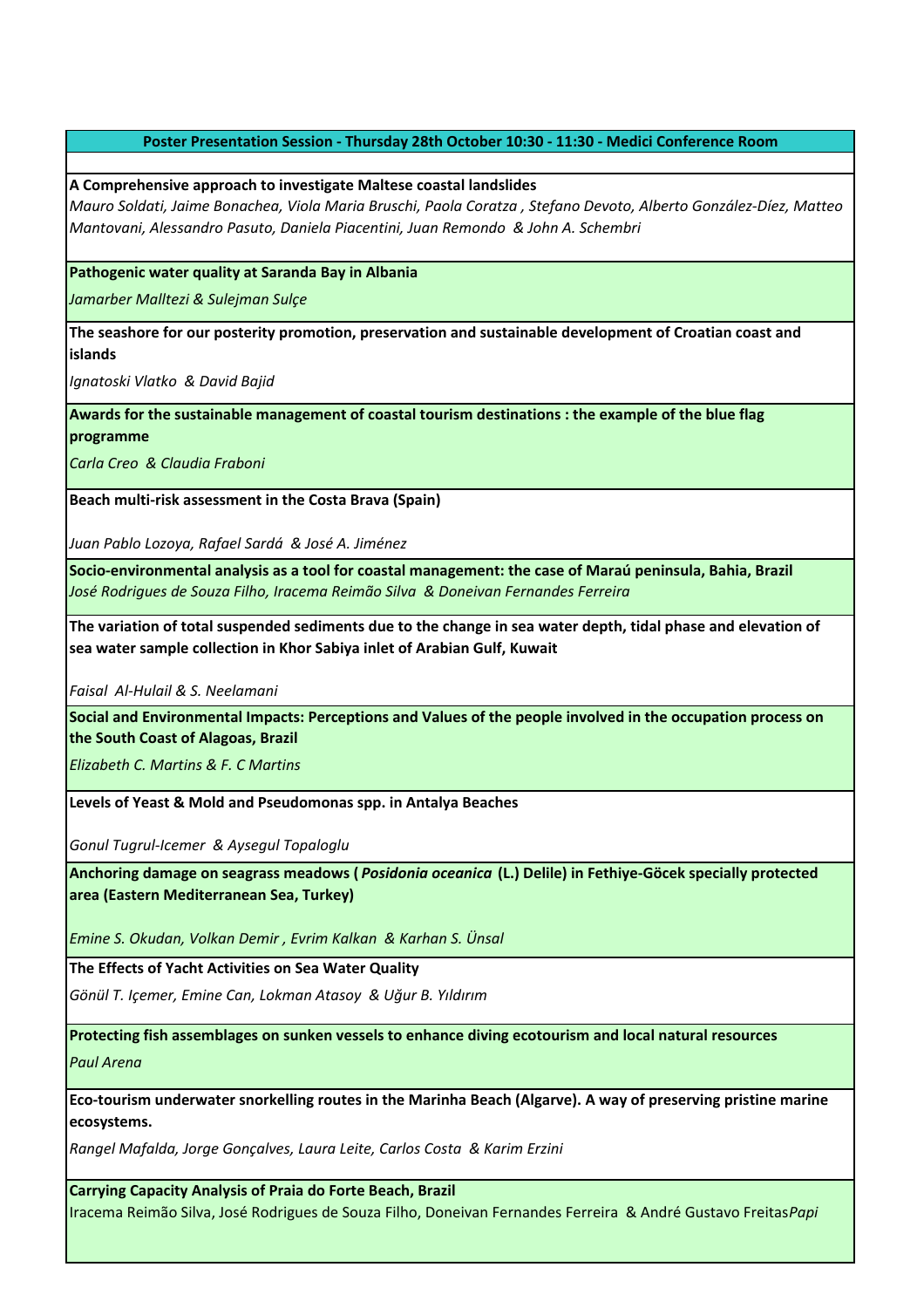**Poster Presentation Session - Thursday 28th October 10:30 - 11:30 - Medici Conference Room**

**A Comprehensive approach to investigate Maltese coastal landslides**
*Mauro Soldati, Jaime Bonachea, Viola Maria Bruschi, Paola Coratza , Stefano Devoto, Alberto González-Díez, Matteo Mantovani, Alessandro Pasuto, Daniela Piacentini, Juan Remondo & John A. Schembri*

**Pathogenic water quality at Saranda Bay in Albania**
*Jamarber Malltezi & Sulejman Sulçe*

**The seashore for our posterity promotion, preservation and sustainable development of Croatian coast and islands**
*Ignatoski Vlatko & David Bajid*

**Awards for the sustainable management of coastal tourism destinations : the example of the blue flag programme**
*Carla Creo & Claudia Fraboni*

**Beach multi-risk assessment in the Costa Brava (Spain)**
*Juan Pablo Lozoya, Rafael Sardá & José A. Jiménez*

**Socio-environmental analysis as a tool for coastal management: the case of Maraú peninsula, Bahia, Brazil**
*José Rodrigues de Souza Filho, Iracema Reimão Silva & Doneivan Fernandes Ferreira*

**The variation of total suspended sediments due to the change in sea water depth, tidal phase and elevation of sea water sample collection in Khor Sabiya inlet of Arabian Gulf, Kuwait**
*Faisal Al-Hulail & S. Neelamani*

**Social and Environmental Impacts: Perceptions and Values of the people involved in the occupation process on the South Coast of Alagoas, Brazil**
*Elizabeth C. Martins & F. C Martins*

**Levels of Yeast & Mold and Pseudomonas spp. in Antalya Beaches**
*Gonul Tugrul-Icemer & Aysegul Topaloglu*

**Anchoring damage on seagrass meadows (*Posidonia oceanica* (L.) Delile) in Fethiye-Göcek specially protected area (Eastern Mediterranean Sea, Turkey)**
*Emine S. Okudan, Volkan Demir , Evrim Kalkan & Karhan S. Ünsal*

**The Effects of Yacht Activities on Sea Water Quality**
*Gönül T. Içemer, Emine Can, Lokman Atasoy & Uğur B. Yıldırım*

**Protecting fish assemblages on sunken vessels to enhance diving ecotourism and local natural resources**
*Paul Arena*

**Eco-tourism underwater snorkelling routes in the Marinha Beach (Algarve). A way of preserving pristine marine ecosystems.**
*Rangel Mafalda, Jorge Gonçalves, Laura Leite, Carlos Costa & Karim Erzini*

**Carrying Capacity Analysis of Praia do Forte Beach, Brazil**
Iracema Reimão Silva, José Rodrigues de Souza Filho, Doneivan Fernandes Ferreira & André Gustavo Freitas*Papi*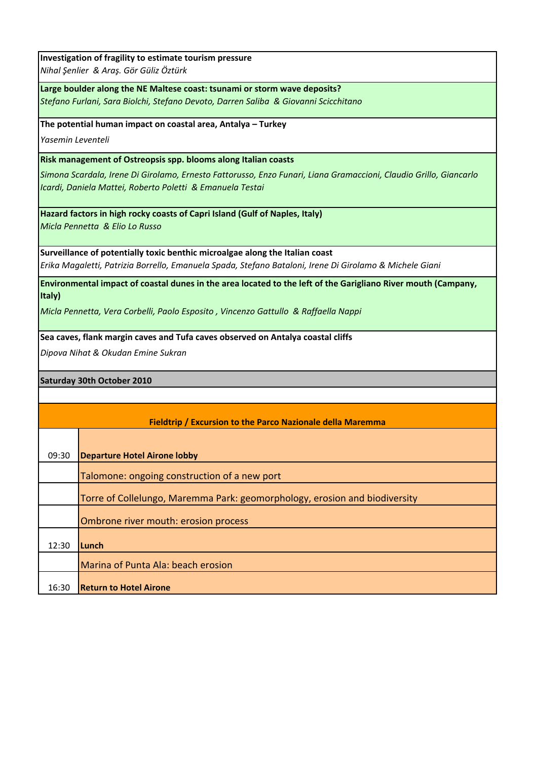**Investigation of fragility to estimate tourism pressure**
*Nihal Şenlier & Araş. Gör Güliz Öztürk*

**Large boulder along the NE Maltese coast: tsunami or storm wave deposits?**
*Stefano Furlani, Sara Biolchi, Stefano Devoto, Darren Saliba & Giovanni Scicchitano*

**The potential human impact on coastal area, Antalya – Turkey**
*Yasemin Leventeli*

**Risk management of Ostreopsis spp. blooms along Italian coasts**
*Simona Scardala, Irene Di Girolamo, Ernesto Fattorusso, Enzo Funari, Liana Gramaccioni, Claudio Grillo, Giancarlo Icardi, Daniela Mattei, Roberto Poletti & Emanuela Testai*

**Hazard factors in high rocky coasts of Capri Island (Gulf of Naples, Italy)**
*Micla Pennetta & Elio Lo Russo*

**Surveillance of potentially toxic benthic microalgae along the Italian coast**
*Erika Magaletti, Patrizia Borrello, Emanuela Spada, Stefano Bataloni, Irene Di Girolamo & Michele Giani*

**Environmental impact of coastal dunes in the area located to the left of the Garigliano River mouth (Campany, Italy)**
*Micla Pennetta, Vera Corbelli, Paolo Esposito , Vincenzo Gattullo & Raffaella Nappi*

**Sea caves, flank margin caves and Tufa caves observed on Antalya coastal cliffs**
*Dipova Nihat & Okudan Emine Sukran*

**Saturday 30th October 2010**

**Fieldtrip / Excursion to the Parco Nazionale della Maremma**

| | |
|---|---|
| 09:30 | **Departure Hotel Airone lobby** |
| | Talomone: ongoing construction of a new port |
| | Torre of Collelungo, Maremma Park: geomorphology, erosion and biodiversity |
| | Ombrone river mouth: erosion process |
| 12:30 | **Lunch** |
| | Marina of Punta Ala: beach erosion |
| 16:30 | **Return to Hotel Airone** |